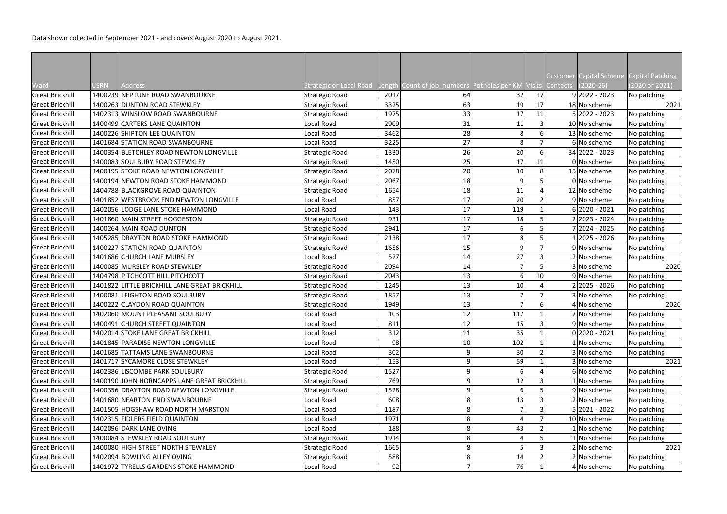Data shown collected in September 2021 - and covers August 2020 to August 2021.

| Ward | USRN | Address | Strategic or Local Road | Length | Count of job_numbers | Potholes per KM | Visits | Customer Contacts | Capital Scheme (2020-26) | Capital Patching (2020 or 2021) |
|---|---|---|---|---|---|---|---|---|---|---|
| Great Brickhill | 1400239 | NEPTUNE ROAD SWANBOURNE | Strategic Road | 2017 | 64 | 32 | 17 | 9 | 2022 - 2023 | No patching |
| Great Brickhill | 1400263 | DUNTON ROAD STEWKLEY | Strategic Road | 3325 | 63 | 19 | 17 | 18 | No scheme | 2021 |
| Great Brickhill | 1402313 | WINSLOW ROAD SWANBOURNE | Strategic Road | 1975 | 33 | 17 | 11 | 5 | 2022 - 2023 | No patching |
| Great Brickhill | 1400499 | CARTERS LANE QUAINTON | Local Road | 2909 | 31 | 11 | 3 | 10 | No scheme | No patching |
| Great Brickhill | 1400226 | SHIPTON LEE QUAINTON | Local Road | 3462 | 28 | 8 | 6 | 13 | No scheme | No patching |
| Great Brickhill | 1401684 | STATION ROAD SWANBOURNE | Local Road | 3225 | 27 | 8 | 7 | 6 | No scheme | No patching |
| Great Brickhill | 1400354 | BLETCHLEY ROAD NEWTON LONGVILLE | Strategic Road | 1330 | 26 | 20 | 6 | 34 | 2022 - 2023 | No patching |
| Great Brickhill | 1400083 | SOULBURY ROAD STEWKLEY | Strategic Road | 1450 | 25 | 17 | 11 | 0 | No scheme | No patching |
| Great Brickhill | 1400195 | STOKE ROAD NEWTON LONGVILLE | Strategic Road | 2078 | 20 | 10 | 8 | 15 | No scheme | No patching |
| Great Brickhill | 1400194 | NEWTON ROAD STOKE HAMMOND | Strategic Road | 2067 | 18 | 9 | 5 | 0 | No scheme | No patching |
| Great Brickhill | 1404788 | BLACKGROVE ROAD QUAINTON | Strategic Road | 1654 | 18 | 11 | 4 | 12 | No scheme | No patching |
| Great Brickhill | 1401852 | WESTBROOK END NEWTON LONGVILLE | Local Road | 857 | 17 | 20 | 2 | 9 | No scheme | No patching |
| Great Brickhill | 1402056 | LODGE LANE STOKE HAMMOND | Local Road | 143 | 17 | 119 | 1 | 6 | 2020 - 2021 | No patching |
| Great Brickhill | 1401860 | MAIN STREET HOGGESTON | Strategic Road | 931 | 17 | 18 | 5 | 2 | 2023 - 2024 | No patching |
| Great Brickhill | 1400264 | MAIN ROAD DUNTON | Strategic Road | 2941 | 17 | 6 | 5 | 7 | 2024 - 2025 | No patching |
| Great Brickhill | 1405285 | DRAYTON ROAD STOKE HAMMOND | Strategic Road | 2138 | 17 | 8 | 5 | 1 | 2025 - 2026 | No patching |
| Great Brickhill | 1400227 | STATION ROAD QUAINTON | Strategic Road | 1656 | 15 | 9 | 7 | 9 | No scheme | No patching |
| Great Brickhill | 1401686 | CHURCH LANE MURSLEY | Local Road | 527 | 14 | 27 | 3 | 2 | No scheme | No patching |
| Great Brickhill | 1400085 | MURSLEY ROAD STEWKLEY | Strategic Road | 2094 | 14 | 7 | 5 | 3 | No scheme | 2020 |
| Great Brickhill | 1404798 | PITCHCOTT HILL PITCHCOTT | Strategic Road | 2043 | 13 | 6 | 10 | 9 | No scheme | No patching |
| Great Brickhill | 1401822 | LITTLE BRICKHILL LANE GREAT BRICKHILL | Strategic Road | 1245 | 13 | 10 | 4 | 2 | 2025 - 2026 | No patching |
| Great Brickhill | 1400081 | LEIGHTON ROAD SOULBURY | Strategic Road | 1857 | 13 | 7 | 7 | 3 | No scheme | No patching |
| Great Brickhill | 1400222 | CLAYDON ROAD QUAINTON | Strategic Road | 1949 | 13 | 7 | 6 | 4 | No scheme | 2020 |
| Great Brickhill | 1402060 | MOUNT PLEASANT SOULBURY | Local Road | 103 | 12 | 117 | 1 | 2 | No scheme | No patching |
| Great Brickhill | 1400491 | CHURCH STREET QUAINTON | Local Road | 811 | 12 | 15 | 3 | 9 | No scheme | No patching |
| Great Brickhill | 1402014 | STOKE LANE GREAT BRICKHILL | Local Road | 312 | 11 | 35 | 1 | 0 | 2020 - 2021 | No patching |
| Great Brickhill | 1401845 | PARADISE NEWTON LONGVILLE | Local Road | 98 | 10 | 102 | 1 | 1 | No scheme | No patching |
| Great Brickhill | 1401685 | TATTAMS LANE SWANBOURNE | Local Road | 302 | 9 | 30 | 2 | 3 | No scheme | No patching |
| Great Brickhill | 1401717 | SYCAMORE CLOSE STEWKLEY | Local Road | 153 | 9 | 59 | 1 | 3 | No scheme | 2021 |
| Great Brickhill | 1402386 | LISCOMBE PARK SOULBURY | Strategic Road | 1527 | 9 | 6 | 4 | 6 | No scheme | No patching |
| Great Brickhill | 1400190 | JOHN HORNCAPPS LANE GREAT BRICKHILL | Strategic Road | 769 | 9 | 12 | 3 | 1 | No scheme | No patching |
| Great Brickhill | 1400356 | DRAYTON ROAD NEWTON LONGVILLE | Strategic Road | 1528 | 9 | 6 | 5 | 9 | No scheme | No patching |
| Great Brickhill | 1401680 | NEARTON END SWANBOURNE | Local Road | 608 | 8 | 13 | 3 | 2 | No scheme | No patching |
| Great Brickhill | 1401505 | HOGSHAW ROAD NORTH MARSTON | Local Road | 1187 | 8 | 7 | 3 | 5 | 2021 - 2022 | No patching |
| Great Brickhill | 1402315 | FIDLERS FIELD QUAINTON | Local Road | 1971 | 8 | 4 | 7 | 10 | No scheme | No patching |
| Great Brickhill | 1402096 | DARK LANE OVING | Local Road | 188 | 8 | 43 | 2 | 1 | No scheme | No patching |
| Great Brickhill | 1400084 | STEWKLEY ROAD SOULBURY | Strategic Road | 1914 | 8 | 4 | 5 | 1 | No scheme | No patching |
| Great Brickhill | 1400080 | HIGH STREET NORTH STEWKLEY | Strategic Road | 1665 | 8 | 5 | 3 | 2 | No scheme | 2021 |
| Great Brickhill | 1402094 | BOWLING ALLEY OVING | Strategic Road | 588 | 8 | 14 | 2 | 2 | No scheme | No patching |
| Great Brickhill | 1401972 | TYRELLS GARDENS STOKE HAMMOND | Local Road | 92 | 7 | 76 | 1 | 4 | No scheme | No patching |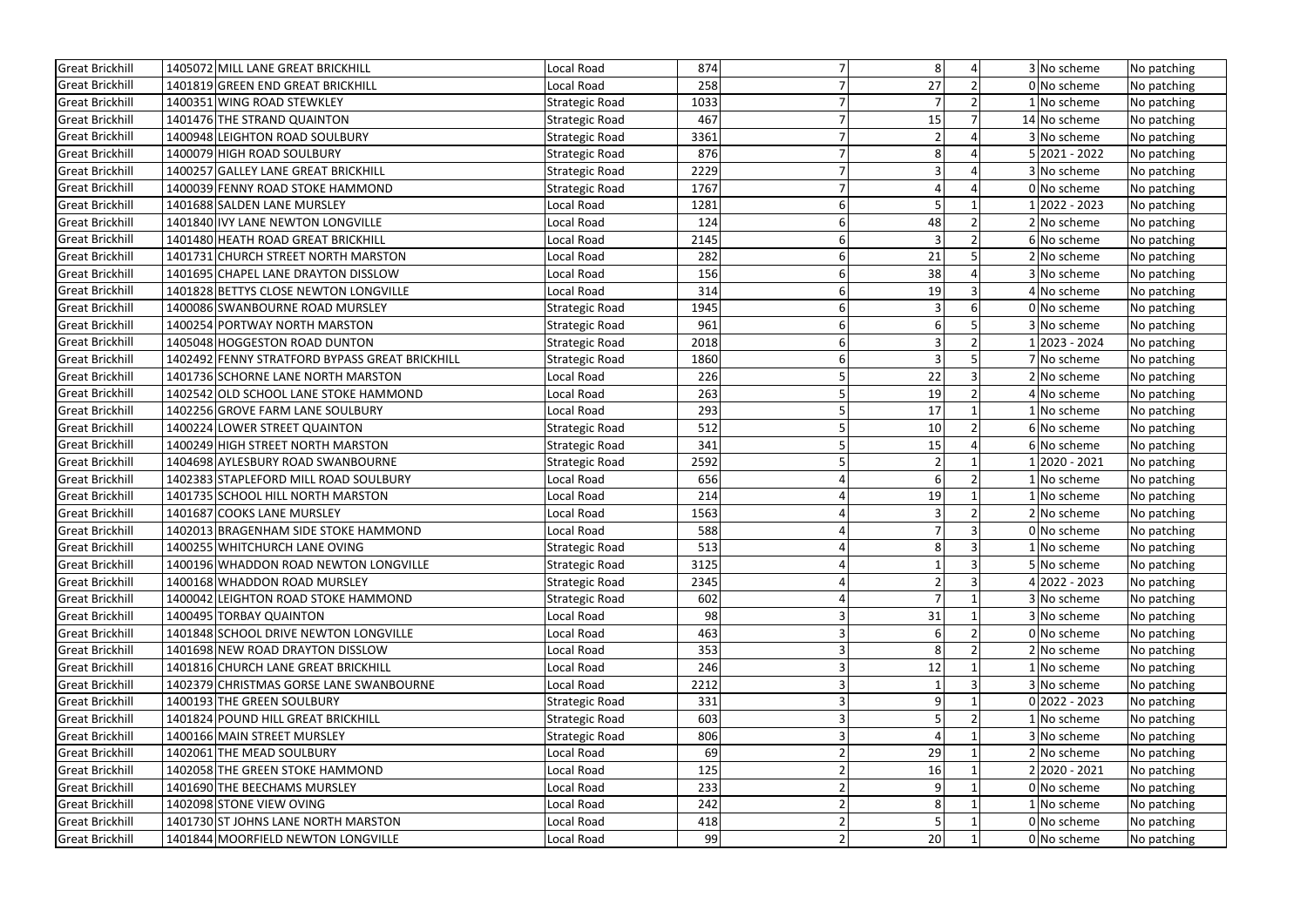| | | | | | | | | | |
|---|---|---|---|---|---|---|---|---|---|
| Great Brickhill | 1405072 | MILL LANE GREAT BRICKHILL | Local Road | 874 | 7 | 8 | 4 | 3 | No scheme | No patching |
| Great Brickhill | 1401819 | GREEN END GREAT BRICKHILL | Local Road | 258 | 7 | 27 | 2 | 0 | No scheme | No patching |
| Great Brickhill | 1400351 | WING ROAD STEWKLEY | Strategic Road | 1033 | 7 | 7 | 2 | 1 | No scheme | No patching |
| Great Brickhill | 1401476 | THE STRAND QUAINTON | Strategic Road | 467 | 7 | 15 | 7 | 14 | No scheme | No patching |
| Great Brickhill | 1400948 | LEIGHTON ROAD SOULBURY | Strategic Road | 3361 | 7 | 2 | 4 | 3 | No scheme | No patching |
| Great Brickhill | 1400079 | HIGH ROAD SOULBURY | Strategic Road | 876 | 7 | 8 | 4 | 5 | 2021 - 2022 | No patching |
| Great Brickhill | 1400257 | GALLEY LANE GREAT BRICKHILL | Strategic Road | 2229 | 7 | 3 | 4 | 3 | No scheme | No patching |
| Great Brickhill | 1400039 | FENNY ROAD STOKE HAMMOND | Strategic Road | 1767 | 7 | 4 | 4 | 0 | No scheme | No patching |
| Great Brickhill | 1401688 | SALDEN LANE MURSLEY | Local Road | 1281 | 6 | 5 | 1 | 1 | 2022 - 2023 | No patching |
| Great Brickhill | 1401840 | IVY LANE NEWTON LONGVILLE | Local Road | 124 | 6 | 48 | 2 | 2 | No scheme | No patching |
| Great Brickhill | 1401480 | HEATH ROAD GREAT BRICKHILL | Local Road | 2145 | 6 | 3 | 2 | 6 | No scheme | No patching |
| Great Brickhill | 1401731 | CHURCH STREET NORTH MARSTON | Local Road | 282 | 6 | 21 | 5 | 2 | No scheme | No patching |
| Great Brickhill | 1401695 | CHAPEL LANE DRAYTON DISSLOW | Local Road | 156 | 6 | 38 | 4 | 3 | No scheme | No patching |
| Great Brickhill | 1401828 | BETTYS CLOSE NEWTON LONGVILLE | Local Road | 314 | 6 | 19 | 3 | 4 | No scheme | No patching |
| Great Brickhill | 1400086 | SWANBOURNE ROAD MURSLEY | Strategic Road | 1945 | 6 | 3 | 6 | 0 | No scheme | No patching |
| Great Brickhill | 1400254 | PORTWAY NORTH MARSTON | Strategic Road | 961 | 6 | 6 | 5 | 3 | No scheme | No patching |
| Great Brickhill | 1405048 | HOGGESTON ROAD DUNTON | Strategic Road | 2018 | 6 | 3 | 2 | 1 | 2023 - 2024 | No patching |
| Great Brickhill | 1402492 | FENNY STRATFORD BYPASS GREAT BRICKHILL | Strategic Road | 1860 | 6 | 3 | 5 | 7 | No scheme | No patching |
| Great Brickhill | 1401736 | SCHORNE LANE NORTH MARSTON | Local Road | 226 | 5 | 22 | 3 | 2 | No scheme | No patching |
| Great Brickhill | 1402542 | OLD SCHOOL LANE STOKE HAMMOND | Local Road | 263 | 5 | 19 | 2 | 4 | No scheme | No patching |
| Great Brickhill | 1402256 | GROVE FARM LANE SOULBURY | Local Road | 293 | 5 | 17 | 1 | 1 | No scheme | No patching |
| Great Brickhill | 1400224 | LOWER STREET QUAINTON | Strategic Road | 512 | 5 | 10 | 2 | 6 | No scheme | No patching |
| Great Brickhill | 1400249 | HIGH STREET NORTH MARSTON | Strategic Road | 341 | 5 | 15 | 4 | 6 | No scheme | No patching |
| Great Brickhill | 1404698 | AYLESBURY ROAD SWANBOURNE | Strategic Road | 2592 | 5 | 2 | 1 | 1 | 2020 - 2021 | No patching |
| Great Brickhill | 1402383 | STAPLEFORD MILL ROAD SOULBURY | Local Road | 656 | 4 | 6 | 2 | 1 | No scheme | No patching |
| Great Brickhill | 1401735 | SCHOOL HILL NORTH MARSTON | Local Road | 214 | 4 | 19 | 1 | 1 | No scheme | No patching |
| Great Brickhill | 1401687 | COOKS LANE MURSLEY | Local Road | 1563 | 4 | 3 | 2 | 2 | No scheme | No patching |
| Great Brickhill | 1402013 | BRAGENHAM SIDE STOKE HAMMOND | Local Road | 588 | 4 | 7 | 3 | 0 | No scheme | No patching |
| Great Brickhill | 1400255 | WHITCHURCH LANE OVING | Strategic Road | 513 | 4 | 8 | 3 | 1 | No scheme | No patching |
| Great Brickhill | 1400196 | WHADDON ROAD NEWTON LONGVILLE | Strategic Road | 3125 | 4 | 1 | 3 | 5 | No scheme | No patching |
| Great Brickhill | 1400168 | WHADDON ROAD MURSLEY | Strategic Road | 2345 | 4 | 2 | 3 | 4 | 2022 - 2023 | No patching |
| Great Brickhill | 1400042 | LEIGHTON ROAD STOKE HAMMOND | Strategic Road | 602 | 4 | 7 | 1 | 3 | No scheme | No patching |
| Great Brickhill | 1400495 | TORBAY QUAINTON | Local Road | 98 | 3 | 31 | 1 | 3 | No scheme | No patching |
| Great Brickhill | 1401848 | SCHOOL DRIVE NEWTON LONGVILLE | Local Road | 463 | 3 | 6 | 2 | 0 | No scheme | No patching |
| Great Brickhill | 1401698 | NEW ROAD DRAYTON DISSLOW | Local Road | 353 | 3 | 8 | 2 | 2 | No scheme | No patching |
| Great Brickhill | 1401816 | CHURCH LANE GREAT BRICKHILL | Local Road | 246 | 3 | 12 | 1 | 1 | No scheme | No patching |
| Great Brickhill | 1402379 | CHRISTMAS GORSE LANE SWANBOURNE | Local Road | 2212 | 3 | 1 | 3 | 3 | No scheme | No patching |
| Great Brickhill | 1400193 | THE GREEN SOULBURY | Strategic Road | 331 | 3 | 9 | 1 | 0 | 2022 - 2023 | No patching |
| Great Brickhill | 1401824 | POUND HILL GREAT BRICKHILL | Strategic Road | 603 | 3 | 5 | 2 | 1 | No scheme | No patching |
| Great Brickhill | 1400166 | MAIN STREET MURSLEY | Strategic Road | 806 | 3 | 4 | 1 | 3 | No scheme | No patching |
| Great Brickhill | 1402061 | THE MEAD SOULBURY | Local Road | 69 | 2 | 29 | 1 | 2 | No scheme | No patching |
| Great Brickhill | 1402058 | THE GREEN STOKE HAMMOND | Local Road | 125 | 2 | 16 | 1 | 2 | 2020 - 2021 | No patching |
| Great Brickhill | 1401690 | THE BEECHAMS MURSLEY | Local Road | 233 | 2 | 9 | 1 | 0 | No scheme | No patching |
| Great Brickhill | 1402098 | STONE VIEW OVING | Local Road | 242 | 2 | 8 | 1 | 1 | No scheme | No patching |
| Great Brickhill | 1401730 | ST JOHNS LANE NORTH MARSTON | Local Road | 418 | 2 | 5 | 1 | 0 | No scheme | No patching |
| Great Brickhill | 1401844 | MOORFIELD NEWTON LONGVILLE | Local Road | 99 | 2 | 20 | 1 | 0 | No scheme | No patching |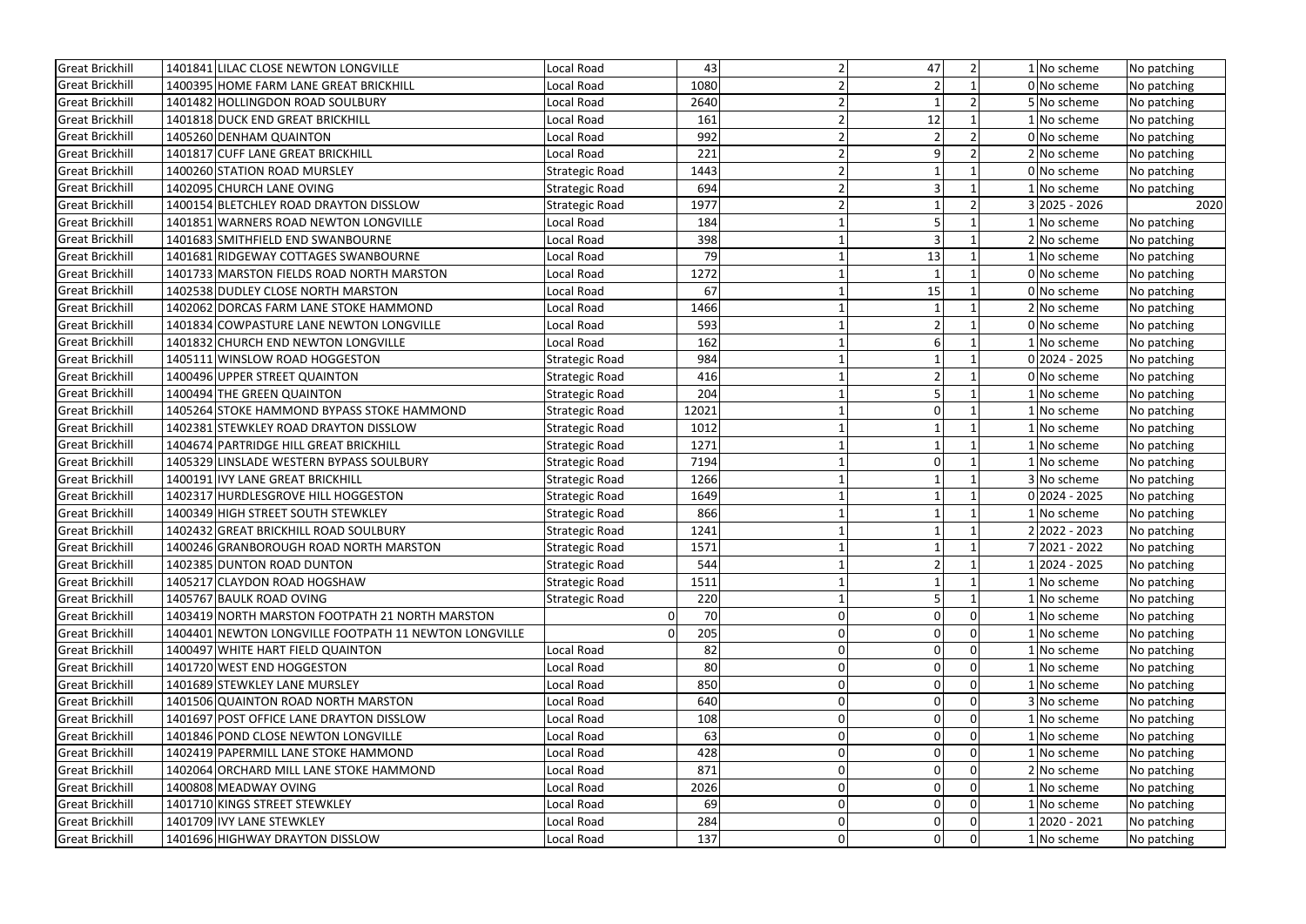| | | | | | | | | | | |
|---|---|---|---|---|---|---|---|---|---|---|
| Great Brickhill | 1401841 | LILAC CLOSE NEWTON LONGVILLE | Local Road | 43 | 2 | 47 | 2 | 1 | No scheme | No patching |
| Great Brickhill | 1400395 | HOME FARM LANE GREAT BRICKHILL | Local Road | 1080 | 2 | 2 | 1 | 0 | No scheme | No patching |
| Great Brickhill | 1401482 | HOLLINGDON ROAD SOULBURY | Local Road | 2640 | 2 | 1 | 2 | 5 | No scheme | No patching |
| Great Brickhill | 1401818 | DUCK END GREAT BRICKHILL | Local Road | 161 | 2 | 12 | 1 | 1 | No scheme | No patching |
| Great Brickhill | 1405260 | DENHAM QUAINTON | Local Road | 992 | 2 | 2 | 2 | 0 | No scheme | No patching |
| Great Brickhill | 1401817 | CUFF LANE GREAT BRICKHILL | Local Road | 221 | 2 | 9 | 2 | 2 | No scheme | No patching |
| Great Brickhill | 1400260 | STATION ROAD MURSLEY | Strategic Road | 1443 | 2 | 1 | 1 | 0 | No scheme | No patching |
| Great Brickhill | 1402095 | CHURCH LANE OVING | Strategic Road | 694 | 2 | 3 | 1 | 1 | No scheme | No patching |
| Great Brickhill | 1400154 | BLETCHLEY ROAD DRAYTON DISSLOW | Strategic Road | 1977 | 2 | 1 | 2 | 3 | 2025 - 2026 | 2020 |
| Great Brickhill | 1401851 | WARNERS ROAD NEWTON LONGVILLE | Local Road | 184 | 1 | 5 | 1 | 1 | No scheme | No patching |
| Great Brickhill | 1401683 | SMITHFIELD END SWANBOURNE | Local Road | 398 | 1 | 3 | 1 | 2 | No scheme | No patching |
| Great Brickhill | 1401681 | RIDGEWAY COTTAGES SWANBOURNE | Local Road | 79 | 1 | 13 | 1 | 1 | No scheme | No patching |
| Great Brickhill | 1401733 | MARSTON FIELDS ROAD NORTH MARSTON | Local Road | 1272 | 1 | 1 | 1 | 0 | No scheme | No patching |
| Great Brickhill | 1402538 | DUDLEY CLOSE NORTH MARSTON | Local Road | 67 | 1 | 15 | 1 | 0 | No scheme | No patching |
| Great Brickhill | 1402062 | DORCAS FARM LANE STOKE HAMMOND | Local Road | 1466 | 1 | 1 | 1 | 2 | No scheme | No patching |
| Great Brickhill | 1401834 | COWPASTURE LANE NEWTON LONGVILLE | Local Road | 593 | 1 | 2 | 1 | 0 | No scheme | No patching |
| Great Brickhill | 1401832 | CHURCH END NEWTON LONGVILLE | Local Road | 162 | 1 | 6 | 1 | 1 | No scheme | No patching |
| Great Brickhill | 1405111 | WINSLOW ROAD HOGGESTON | Strategic Road | 984 | 1 | 1 | 1 | 0 | 2024 - 2025 | No patching |
| Great Brickhill | 1400496 | UPPER STREET QUAINTON | Strategic Road | 416 | 1 | 2 | 1 | 0 | No scheme | No patching |
| Great Brickhill | 1400494 | THE GREEN QUAINTON | Strategic Road | 204 | 1 | 5 | 1 | 1 | No scheme | No patching |
| Great Brickhill | 1405264 | STOKE HAMMOND BYPASS STOKE HAMMOND | Strategic Road | 12021 | 1 | 0 | 1 | 1 | No scheme | No patching |
| Great Brickhill | 1402381 | STEWKLEY ROAD DRAYTON DISSLOW | Strategic Road | 1012 | 1 | 1 | 1 | 1 | No scheme | No patching |
| Great Brickhill | 1404674 | PARTRIDGE HILL GREAT BRICKHILL | Strategic Road | 1271 | 1 | 1 | 1 | 1 | No scheme | No patching |
| Great Brickhill | 1405329 | LINSLADE WESTERN BYPASS SOULBURY | Strategic Road | 7194 | 1 | 0 | 1 | 1 | No scheme | No patching |
| Great Brickhill | 1400191 | IVY LANE GREAT BRICKHILL | Strategic Road | 1266 | 1 | 1 | 1 | 3 | No scheme | No patching |
| Great Brickhill | 1402317 | HURDLESGROVE HILL HOGGESTON | Strategic Road | 1649 | 1 | 1 | 1 | 0 | 2024 - 2025 | No patching |
| Great Brickhill | 1400349 | HIGH STREET SOUTH STEWKLEY | Strategic Road | 866 | 1 | 1 | 1 | 1 | No scheme | No patching |
| Great Brickhill | 1402432 | GREAT BRICKHILL ROAD SOULBURY | Strategic Road | 1241 | 1 | 1 | 1 | 2 | 2022 - 2023 | No patching |
| Great Brickhill | 1400246 | GRANBOROUGH ROAD NORTH MARSTON | Strategic Road | 1571 | 1 | 1 | 1 | 7 | 2021 - 2022 | No patching |
| Great Brickhill | 1402385 | DUNTON ROAD DUNTON | Strategic Road | 544 | 1 | 2 | 1 | 1 | 2024 - 2025 | No patching |
| Great Brickhill | 1405217 | CLAYDON ROAD HOGSHAW | Strategic Road | 1511 | 1 | 1 | 1 | 1 | No scheme | No patching |
| Great Brickhill | 1405767 | BAULK ROAD OVING | Strategic Road | 220 | 1 | 5 | 1 | 1 | No scheme | No patching |
| Great Brickhill | 1403419 | NORTH MARSTON FOOTPATH 21 NORTH MARSTON | 0 | 70 | 0 | 0 | 0 | 1 | No scheme | No patching |
| Great Brickhill | 1404401 | NEWTON LONGVILLE FOOTPATH 11 NEWTON LONGVILLE | 0 | 205 | 0 | 0 | 0 | 1 | No scheme | No patching |
| Great Brickhill | 1400497 | WHITE HART FIELD QUAINTON | Local Road | 82 | 0 | 0 | 0 | 1 | No scheme | No patching |
| Great Brickhill | 1401720 | WEST END HOGGESTON | Local Road | 80 | 0 | 0 | 0 | 1 | No scheme | No patching |
| Great Brickhill | 1401689 | STEWKLEY LANE MURSLEY | Local Road | 850 | 0 | 0 | 0 | 1 | No scheme | No patching |
| Great Brickhill | 1401506 | QUAINTON ROAD NORTH MARSTON | Local Road | 640 | 0 | 0 | 0 | 3 | No scheme | No patching |
| Great Brickhill | 1401697 | POST OFFICE LANE DRAYTON DISSLOW | Local Road | 108 | 0 | 0 | 0 | 1 | No scheme | No patching |
| Great Brickhill | 1401846 | POND CLOSE NEWTON LONGVILLE | Local Road | 63 | 0 | 0 | 0 | 1 | No scheme | No patching |
| Great Brickhill | 1402419 | PAPERMILL LANE STOKE HAMMOND | Local Road | 428 | 0 | 0 | 0 | 1 | No scheme | No patching |
| Great Brickhill | 1402064 | ORCHARD MILL LANE STOKE HAMMOND | Local Road | 871 | 0 | 0 | 0 | 2 | No scheme | No patching |
| Great Brickhill | 1400808 | MEADWAY OVING | Local Road | 2026 | 0 | 0 | 0 | 1 | No scheme | No patching |
| Great Brickhill | 1401710 | KINGS STREET STEWKLEY | Local Road | 69 | 0 | 0 | 0 | 1 | No scheme | No patching |
| Great Brickhill | 1401709 | IVY LANE STEWKLEY | Local Road | 284 | 0 | 0 | 0 | 1 | 2020 - 2021 | No patching |
| Great Brickhill | 1401696 | HIGHWAY DRAYTON DISSLOW | Local Road | 137 | 0 | 0 | 0 | 1 | No scheme | No patching |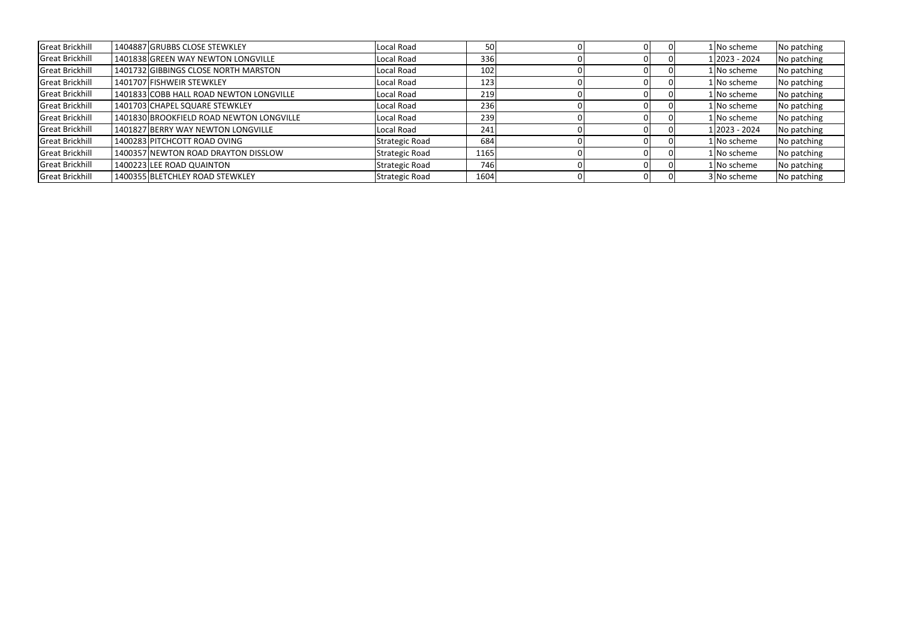| | | | | | | | | | | |
|---|---|---|---|---|---|---|---|---|---|---|
| Great Brickhill | 1404887 | GRUBBS CLOSE STEWKLEY | Local Road | 50 | 0 | 0 | 0 | 1 | No scheme | No patching |
| Great Brickhill | 1401838 | GREEN WAY NEWTON LONGVILLE | Local Road | 336 | 0 | 0 | 0 | 1 | 2023 - 2024 | No patching |
| Great Brickhill | 1401732 | GIBBINGS CLOSE NORTH MARSTON | Local Road | 102 | 0 | 0 | 0 | 1 | No scheme | No patching |
| Great Brickhill | 1401707 | FISHWEIR STEWKLEY | Local Road | 123 | 0 | 0 | 0 | 1 | No scheme | No patching |
| Great Brickhill | 1401833 | COBB HALL ROAD NEWTON LONGVILLE | Local Road | 219 | 0 | 0 | 0 | 1 | No scheme | No patching |
| Great Brickhill | 1401703 | CHAPEL SQUARE STEWKLEY | Local Road | 236 | 0 | 0 | 0 | 1 | No scheme | No patching |
| Great Brickhill | 1401830 | BROOKFIELD ROAD NEWTON LONGVILLE | Local Road | 239 | 0 | 0 | 0 | 1 | No scheme | No patching |
| Great Brickhill | 1401827 | BERRY WAY NEWTON LONGVILLE | Local Road | 241 | 0 | 0 | 0 | 1 | 2023 - 2024 | No patching |
| Great Brickhill | 1400283 | PITCHCOTT ROAD OVING | Strategic Road | 684 | 0 | 0 | 0 | 1 | No scheme | No patching |
| Great Brickhill | 1400357 | NEWTON ROAD DRAYTON DISSLOW | Strategic Road | 1165 | 0 | 0 | 0 | 1 | No scheme | No patching |
| Great Brickhill | 1400223 | LEE ROAD QUAINTON | Strategic Road | 746 | 0 | 0 | 0 | 1 | No scheme | No patching |
| Great Brickhill | 1400355 | BLETCHLEY ROAD STEWKLEY | Strategic Road | 1604 | 0 | 0 | 0 | 3 | No scheme | No patching |